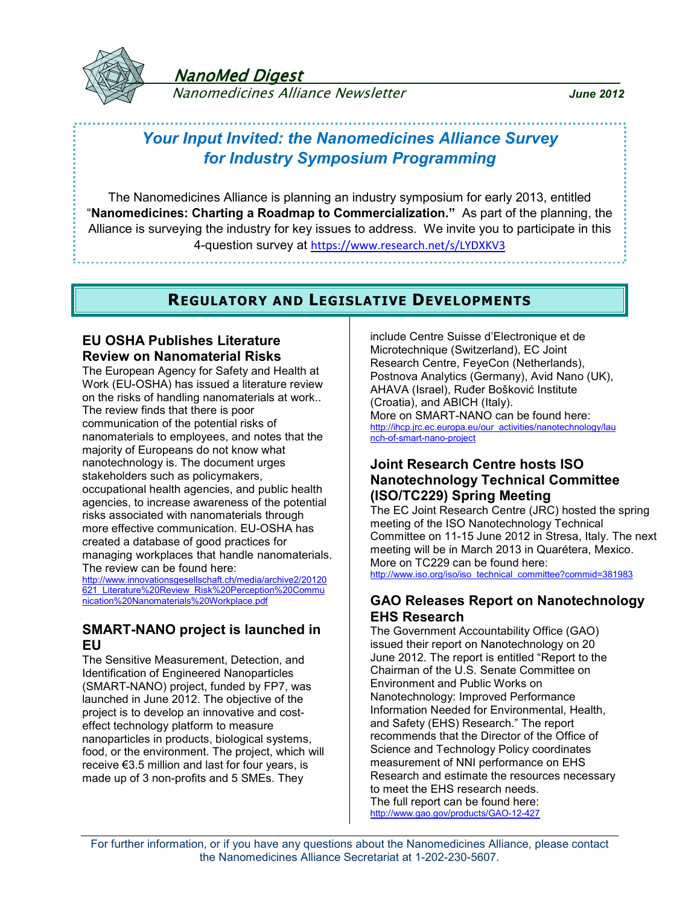# NanoMed Digest

*Nanomedicines Alliance Newsletter*

***June 2012***

## *Your Input Invited: the Nanomedicines Alliance Survey for Industry Symposium Programming*

The Nanomedicines Alliance is planning an industry symposium for early 2013, entitled "**Nanomedicines: Charting a Roadmap to Commercialization.**" As part of the planning, the Alliance is surveying the industry for key issues to address. We invite you to participate in this 4-question survey at https://www.research.net/s/LYDXKV3

## Regulatory and Legislative Developments

### EU OSHA Publishes Literature Review on Nanomaterial Risks

The European Agency for Safety and Health at Work (EU-OSHA) has issued a literature review on the risks of handling nanomaterials at work.. The review finds that there is poor communication of the potential risks of nanomaterials to employees, and notes that the majority of Europeans do not know what nanotechnology is. The document urges stakeholders such as policymakers, occupational health agencies, and public health agencies, to increase awareness of the potential risks associated with nanomaterials through more effective communication. EU-OSHA has created a database of good practices for managing workplaces that handle nanomaterials. The review can be found here:
http://www.innovationsgesellschaft.ch/media/archive2/20120621_Literature%20Review_Risk%20Perception%20Communication%20Nanomaterials%20Workplace.pdf

### SMART-NANO project is launched in EU

The Sensitive Measurement, Detection, and Identification of Engineered Nanoparticles (SMART-NANO) project, funded by FP7, was launched in June 2012. The objective of the project is to develop an innovative and cost-effect technology platform to measure nanoparticles in products, biological systems, food, or the environment. The project, which will receive €3.5 million and last for four years, is made up of 3 non-profits and 5 SMEs. They include Centre Suisse d'Electronique et de Microtechnique (Switzerland), EC Joint Research Centre, FeyeCon (Netherlands), Postnova Analytics (Germany), Avid Nano (UK), AHAVA (Israel), Ruđer Bošković Institute (Croatia), and ABICH (Italy).
More on SMART-NANO can be found here:
http://ihcp.jrc.ec.europa.eu/our_activities/nanotechnology/launch-of-smart-nano-project

### Joint Research Centre hosts ISO Nanotechnology Technical Committee (ISO/TC229) Spring Meeting

The EC Joint Research Centre (JRC) hosted the spring meeting of the ISO Nanotechnology Technical Committee on 11-15 June 2012 in Stresa, Italy. The next meeting will be in March 2013 in Quarétera, Mexico. More on TC229 can be found here:
http://www.iso.org/iso/iso_technical_committee?commid=381983

### GAO Releases Report on Nanotechnology EHS Research

The Government Accountability Office (GAO) issued their report on Nanotechnology on 20 June 2012. The report is entitled "Report to the Chairman of the U.S. Senate Committee on Environment and Public Works on Nanotechnology: Improved Performance Information Needed for Environmental, Health, and Safety (EHS) Research." The report recommends that the Director of the Office of Science and Technology Policy coordinates measurement of NNI performance on EHS Research and estimate the resources necessary to meet the EHS research needs.
The full report can be found here:
http://www.gao.gov/products/GAO-12-427

For further information, or if you have any questions about the Nanomedicines Alliance, please contact the Nanomedicines Alliance Secretariat at 1-202-230-5607.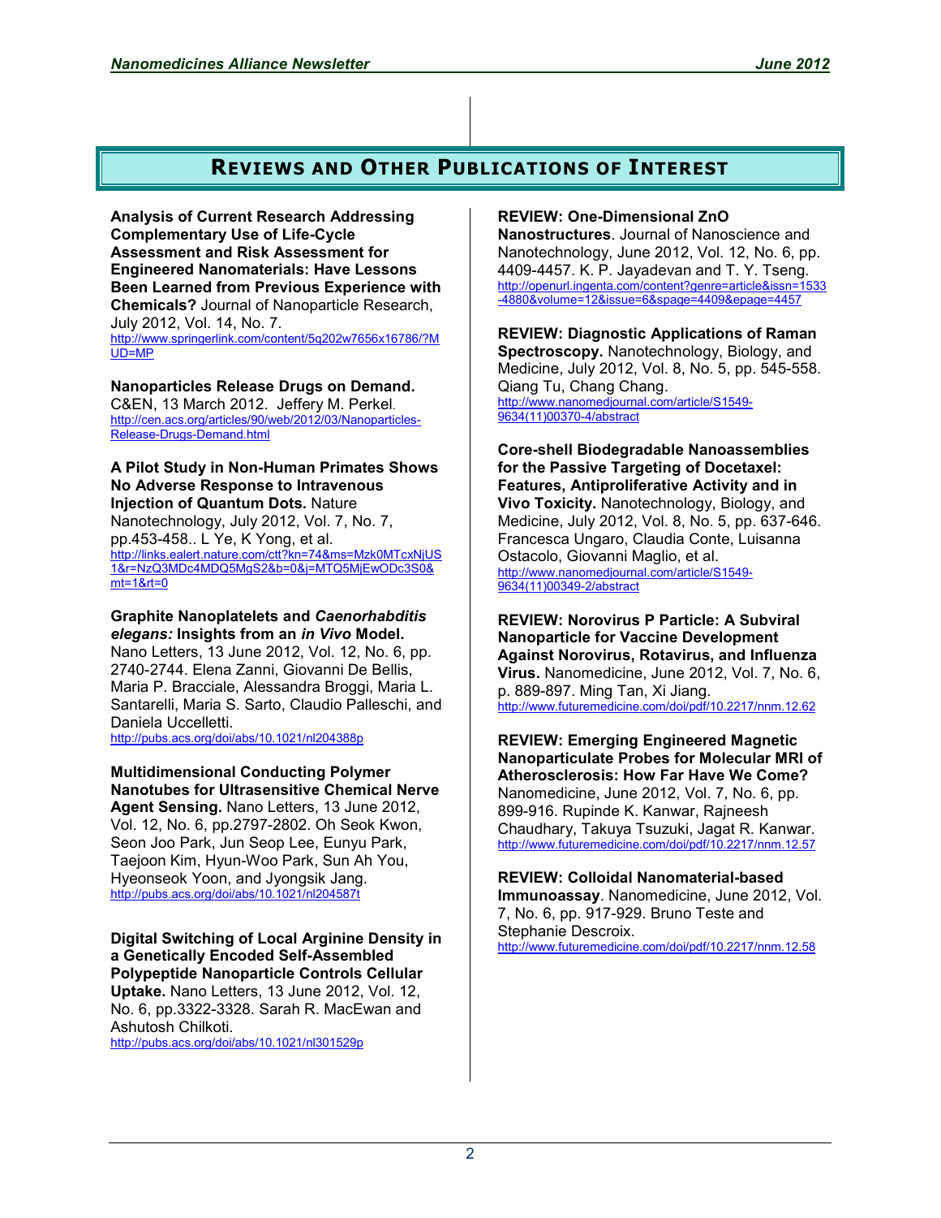## REVIEWS AND OTHER PUBLICATIONS OF INTEREST

**Analysis of Current Research Addressing Complementary Use of Life-Cycle Assessment and Risk Assessment for Engineered Nanomaterials: Have Lessons Been Learned from Previous Experience with Chemicals?** Journal of Nanoparticle Research, July 2012, Vol. 14, No. 7.
http://www.springerlink.com/content/5q202w7656x16786/?MUD=MP

**Nanoparticles Release Drugs on Demand.** C&EN, 13 March 2012. Jeffery M. Perkel.
http://cen.acs.org/articles/90/web/2012/03/Nanoparticles-Release-Drugs-Demand.html

**A Pilot Study in Non-Human Primates Shows No Adverse Response to Intravenous Injection of Quantum Dots.** Nature Nanotechnology, July 2012, Vol. 7, No. 7, pp.453-458.. L Ye, K Yong, et al.
http://links.ealert.nature.com/ctt?kn=74&ms=Mzk0MTcxNjUS1&r=NzQ3MDc4MDQ5MgS2&b=0&j=MTQ5MjEwODc3S0&mt=1&rt=0

**Graphite Nanoplatelets and *Caenorhabditis elegans:* Insights from an *in Vivo* Model.** Nano Letters, 13 June 2012, Vol. 12, No. 6, pp. 2740-2744. Elena Zanni, Giovanni De Bellis, Maria P. Bracciale, Alessandra Broggi, Maria L. Santarelli, Maria S. Sarto, Claudio Palleschi, and Daniela Uccelletti.
http://pubs.acs.org/doi/abs/10.1021/nl204388p

**Multidimensional Conducting Polymer Nanotubes for Ultrasensitive Chemical Nerve Agent Sensing.** Nano Letters, 13 June 2012, Vol. 12, No. 6, pp.2797-2802. Oh Seok Kwon, Seon Joo Park, Jun Seop Lee, Eunyu Park, Taejoon Kim, Hyun-Woo Park, Sun Ah You, Hyeonseok Yoon, and Jyongsik Jang.
http://pubs.acs.org/doi/abs/10.1021/nl204587t

**Digital Switching of Local Arginine Density in a Genetically Encoded Self-Assembled Polypeptide Nanoparticle Controls Cellular Uptake.** Nano Letters, 13 June 2012, Vol. 12, No. 6, pp.3322-3328. Sarah R. MacEwan and Ashutosh Chilkoti.
http://pubs.acs.org/doi/abs/10.1021/nl301529p

**REVIEW: One-Dimensional ZnO Nanostructures**. Journal of Nanoscience and Nanotechnology, June 2012, Vol. 12, No. 6, pp. 4409-4457. K. P. Jayadevan and T. Y. Tseng.
http://openurl.ingenta.com/content?genre=article&issn=1533-4880&volume=12&issue=6&spage=4409&epage=4457

**REVIEW: Diagnostic Applications of Raman Spectroscopy.** Nanotechnology, Biology, and Medicine, July 2012, Vol. 8, No. 5, pp. 545-558. Qiang Tu, Chang Chang.
http://www.nanomedjournal.com/article/S1549-9634(11)00370-4/abstract

**Core-shell Biodegradable Nanoassemblies for the Passive Targeting of Docetaxel: Features, Antiproliferative Activity and in Vivo Toxicity.** Nanotechnology, Biology, and Medicine, July 2012, Vol. 8, No. 5, pp. 637-646. Francesca Ungaro, Claudia Conte, Luisanna Ostacolo, Giovanni Maglio, et al.
http://www.nanomedjournal.com/article/S1549-9634(11)00349-2/abstract

**REVIEW: Norovirus P Particle: A Subviral Nanoparticle for Vaccine Development Against Norovirus, Rotavirus, and Influenza Virus.** Nanomedicine, June 2012, Vol. 7, No. 6, p. 889-897. Ming Tan, Xi Jiang.
http://www.futuremedicine.com/doi/pdf/10.2217/nnm.12.62

**REVIEW: Emerging Engineered Magnetic Nanoparticulate Probes for Molecular MRI of Atherosclerosis: How Far Have We Come?** Nanomedicine, June 2012, Vol. 7, No. 6, pp. 899-916. Rupinde K. Kanwar, Rajneesh Chaudhary, Takuya Tsuzuki, Jagat R. Kanwar.
http://www.futuremedicine.com/doi/pdf/10.2217/nnm.12.57

**REVIEW: Colloidal Nanomaterial-based Immunoassay**. Nanomedicine, June 2012, Vol. 7, No. 6, pp. 917-929. Bruno Teste and Stephanie Descroix.
http://www.futuremedicine.com/doi/pdf/10.2217/nnm.12.58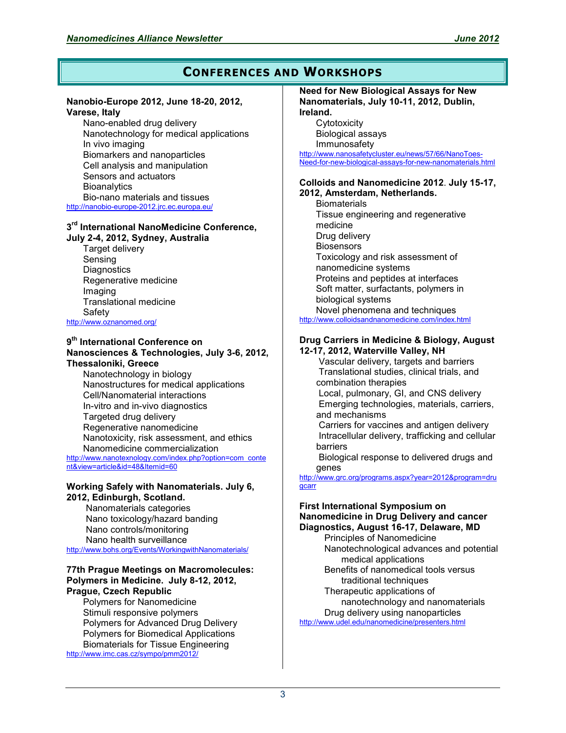## Conferences and Workshops

**Nanobio-Europe 2012, June 18-20, 2012, Varese, Italy**

- Nano-enabled drug delivery
- Nanotechnology for medical applications
- In vivo imaging
- Biomarkers and nanoparticles
- Cell analysis and manipulation
- Sensors and actuators
- Bioanalytics
- Bio-nano materials and tissues

http://nanobio-europe-2012.jrc.ec.europa.eu/

**3rd International NanoMedicine Conference, July 2-4, 2012, Sydney, Australia**

- Target delivery
- Sensing
- Diagnostics
- Regenerative medicine
- Imaging
- Translational medicine
- Safety

http://www.oznanomed.org/

**9th International Conference on Nanosciences & Technologies, July 3-6, 2012, Thessaloniki, Greece**

- Nanotechnology in biology
- Nanostructures for medical applications
- Cell/Nanomaterial interactions
- In-vitro and in-vivo diagnostics
- Targeted drug delivery
- Regenerative nanomedicine
- Nanotoxicity, risk assessment, and ethics
- Nanomedicine commercialization

http://www.nanotexnology.com/index.php?option=com_content&view=article&id=48&Itemid=60

**Working Safely with Nanomaterials. July 6, 2012, Edinburgh, Scotland.**

- Nanomaterials categories
- Nano toxicology/hazard banding
- Nano controls/monitoring
- Nano health surveillance

http://www.bohs.org/Events/WorkingwithNanomaterials/

**77th Prague Meetings on Macromolecules: Polymers in Medicine. July 8-12, 2012, Prague, Czech Republic**

- Polymers for Nanomedicine
- Stimuli responsive polymers
- Polymers for Advanced Drug Delivery
- Polymers for Biomedical Applications
- Biomaterials for Tissue Engineering

http://www.imc.cas.cz/sympo/pmm2012/

**Need for New Biological Assays for New Nanomaterials, July 10-11, 2012, Dublin, Ireland.**

- Cytotoxicity
- Biological assays
- Immunosafety

http://www.nanosafetycluster.eu/news/57/66/NanoToes-Need-for-new-biological-assays-for-new-nanomaterials.html

**Colloids and Nanomedicine 2012. July 15-17, 2012, Amsterdam, Netherlands.**

- Biomaterials
- Tissue engineering and regenerative medicine
- Drug delivery
- Biosensors
- Toxicology and risk assessment of nanomedicine systems
- Proteins and peptides at interfaces
- Soft matter, surfactants, polymers in biological systems
- Novel phenomena and techniques

http://www.colloidsandnanomedicine.com/index.html

**Drug Carriers in Medicine & Biology, August 12-17, 2012, Waterville Valley, NH**

- Vascular delivery, targets and barriers
- Translational studies, clinical trials, and combination therapies
- Local, pulmonary, GI, and CNS delivery
- Emerging technologies, materials, carriers, and mechanisms
- Carriers for vaccines and antigen delivery
- Intracellular delivery, trafficking and cellular barriers
- Biological response to delivered drugs and genes

http://www.grc.org/programs.aspx?year=2012&program=drugcarr

**First International Symposium on Nanomedicine in Drug Delivery and cancer Diagnostics, August 16-17, Delaware, MD**

- Principles of Nanomedicine
- Nanotechnological advances and potential medical applications
- Benefits of nanomedical tools versus traditional techniques
- Therapeutic applications of nanotechnology and nanomaterials
- Drug delivery using nanoparticles

http://www.udel.edu/nanomedicine/presenters.html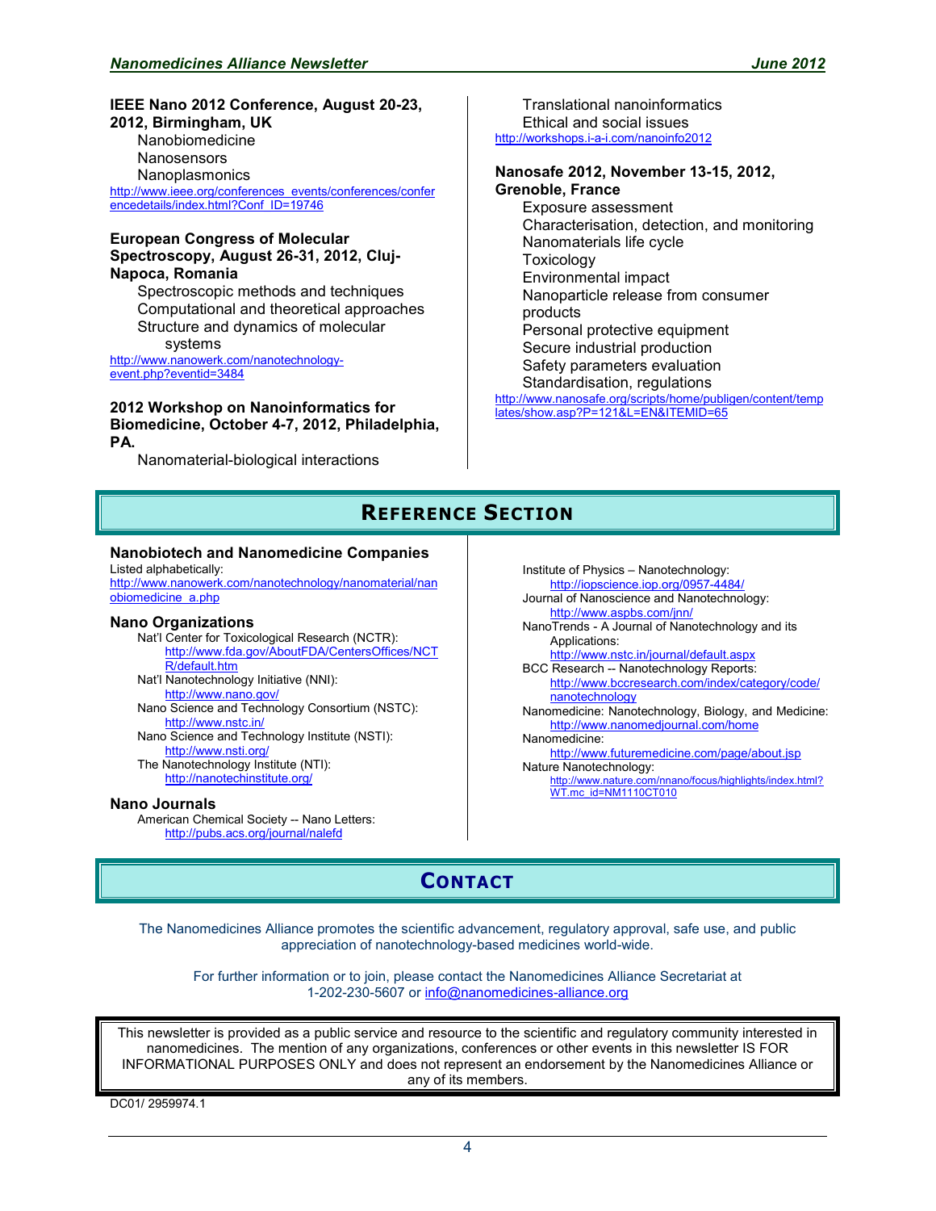**IEEE Nano 2012 Conference, August 20-23, 2012, Birmingham, UK**

- Nanobiomedicine
- Nanosensors
- Nanoplasmonics

http://www.ieee.org/conferences_events/conferences/conferencedetails/index.html?Conf_ID=19746

**European Congress of Molecular Spectroscopy, August 26-31, 2012, Cluj-Napoca, Romania**

- Spectroscopic methods and techniques
- Computational and theoretical approaches
- Structure and dynamics of molecular systems

http://www.nanowerk.com/nanotechnology-event.php?eventid=3484

**2012 Workshop on Nanoinformatics for Biomedicine, October 4-7, 2012, Philadelphia, PA.**

- Nanomaterial-biological interactions
- Translational nanoinformatics
- Ethical and social issues

http://workshops.i-a-i.com/nanoinfo2012

**Nanosafe 2012, November 13-15, 2012, Grenoble, France**

- Exposure assessment
- Characterisation, detection, and monitoring
- Nanomaterials life cycle
- Toxicology
- Environmental impact
- Nanoparticle release from consumer products
- Personal protective equipment
- Secure industrial production
- Safety parameters evaluation
- Standardisation, regulations

http://www.nanosafe.org/scripts/home/publigen/content/templates/show.asp?P=121&L=EN&ITEMID=65

## Reference Section

### Nanobiotech and Nanomedicine Companies

Listed alphabetically:
http://www.nanowerk.com/nanotechnology/nanomaterial/nanobiomedicine_a.php

### Nano Organizations

- Nat'l Center for Toxicological Research (NCTR): http://www.fda.gov/AboutFDA/CentersOffices/NCTR/default.htm
- Nat'l Nanotechnology Initiative (NNI): http://www.nano.gov/
- Nano Science and Technology Consortium (NSTC): http://www.nstc.in/
- Nano Science and Technology Institute (NSTI): http://www.nsti.org/
- The Nanotechnology Institute (NTI): http://nanotechinstitute.org/

### Nano Journals

- American Chemical Society -- Nano Letters: http://pubs.acs.org/journal/nalefd
- Institute of Physics – Nanotechnology: http://iopscience.iop.org/0957-4484/
- Journal of Nanoscience and Nanotechnology: http://www.aspbs.com/jnn/
- NanoTrends - A Journal of Nanotechnology and its Applications: http://www.nstc.in/journal/default.aspx
- BCC Research -- Nanotechnology Reports: http://www.bccresearch.com/index/category/code/nanotechnology
- Nanomedicine: Nanotechnology, Biology, and Medicine: http://www.nanomedjournal.com/home
- Nanomedicine: http://www.futuremedicine.com/page/about.jsp
- Nature Nanotechnology: http://www.nature.com/nnano/focus/highlights/index.html?WT.mc_id=NM1110CT010

## Contact

The Nanomedicines Alliance promotes the scientific advancement, regulatory approval, safe use, and public appreciation of nanotechnology-based medicines world-wide.

For further information or to join, please contact the Nanomedicines Alliance Secretariat at 1-202-230-5607 or info@nanomedicines-alliance.org

This newsletter is provided as a public service and resource to the scientific and regulatory community interested in nanomedicines. The mention of any organizations, conferences or other events in this newsletter IS FOR INFORMATIONAL PURPOSES ONLY and does not represent an endorsement by the Nanomedicines Alliance or any of its members.

DC01/ 2959974.1